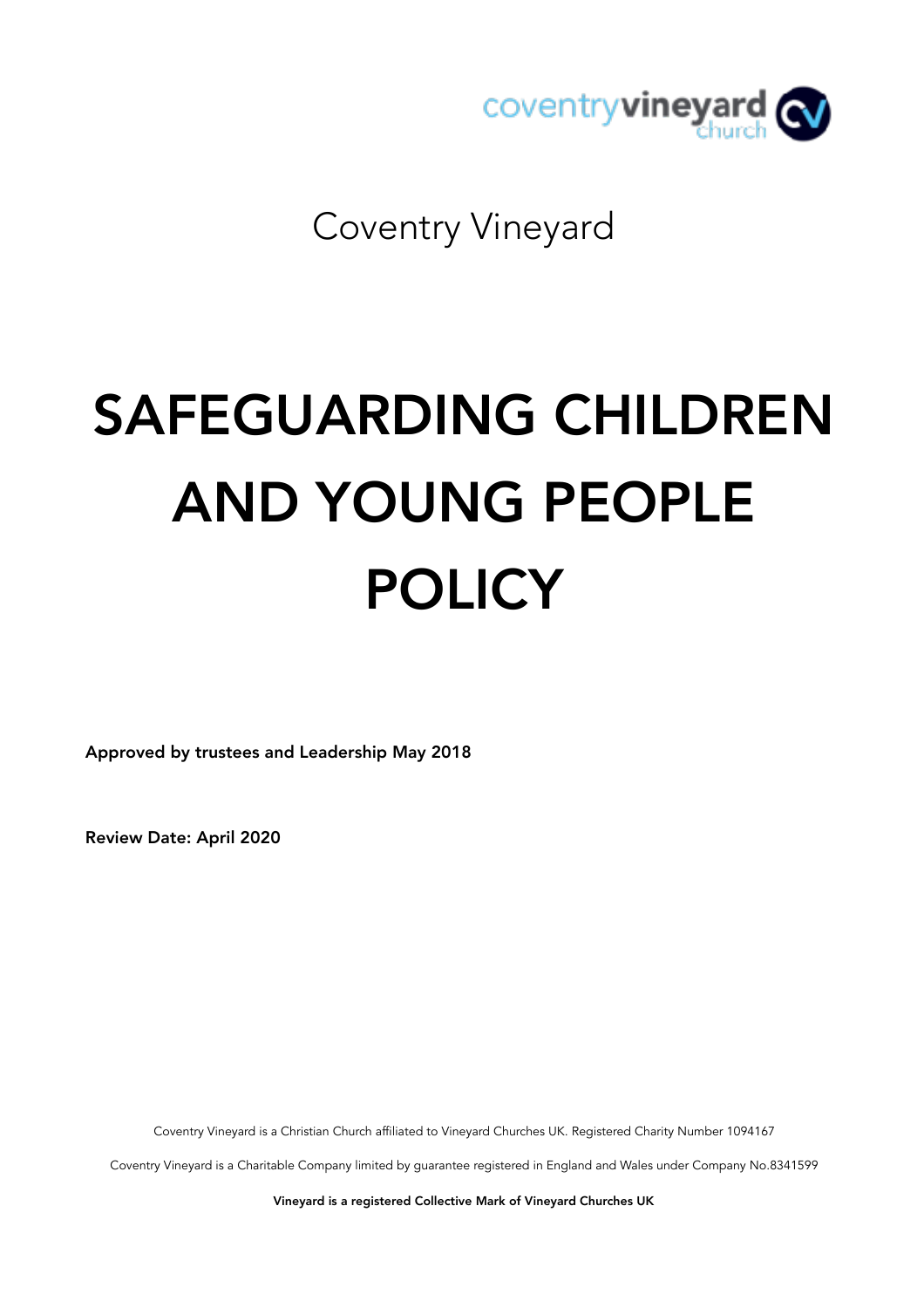coventryvineyard church

Coventry Vineyard

# SAFEGUARDING CHILDREN AND YOUNG PEOPLE POLICY

**Approved by trustees and Leadership May 2018**

**Review Date: April 2020**

Coventry Vineyard is a Christian Church affiliated to Vineyard Churches UK. Registered Charity Number 1094167

Coventry Vineyard is a Charitable Company limited by guarantee registered in England and Wales under Company No.8341599

**Vineyard is a registered Collective Mark of Vineyard Churches UK**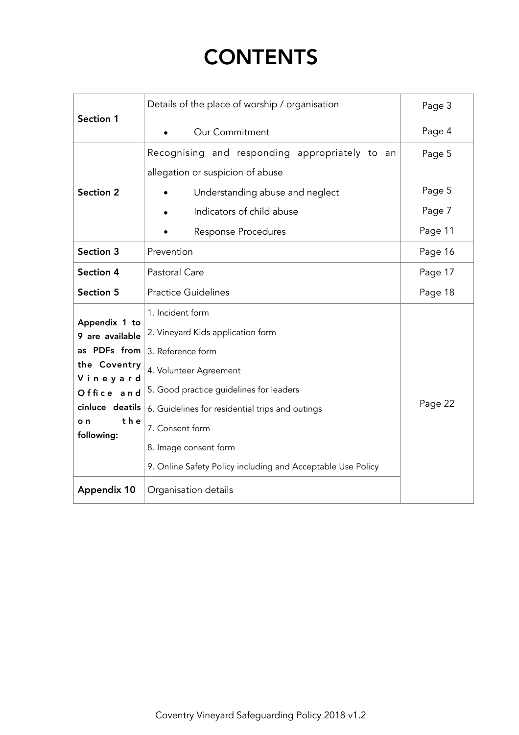# CONTENTS

| | | |
|---|---|---|
| **Section 1** | Details of the place of worship / organisation | Page 3 |
| | • Our Commitment | Page 4 |
| **Section 2** | Recognising and responding appropriately to an allegation or suspicion of abuse | Page 5 |
| | • Understanding abuse and neglect | Page 5 |
| | • Indicators of child abuse | Page 7 |
| | • Response Procedures | Page 11 |
| **Section 3** | Prevention | Page 16 |
| **Section 4** | Pastoral Care | Page 17 |
| **Section 5** | Practice Guidelines | Page 18 |
| **Appendix 1 to 9 are available as PDFs from the Coventry Vineyard Office and cinluce deatils on the following:** | 1. Incident form<br>2. Vineyard Kids application form<br>3. Reference form<br>4. Volunteer Agreement<br>5. Good practice guidelines for leaders<br>6. Guidelines for residential trips and outings<br>7. Consent form<br>8. Image consent form<br>9. Online Safety Policy including and Acceptable Use Policy | Page 22 |
| **Appendix 10** | Organisation details | |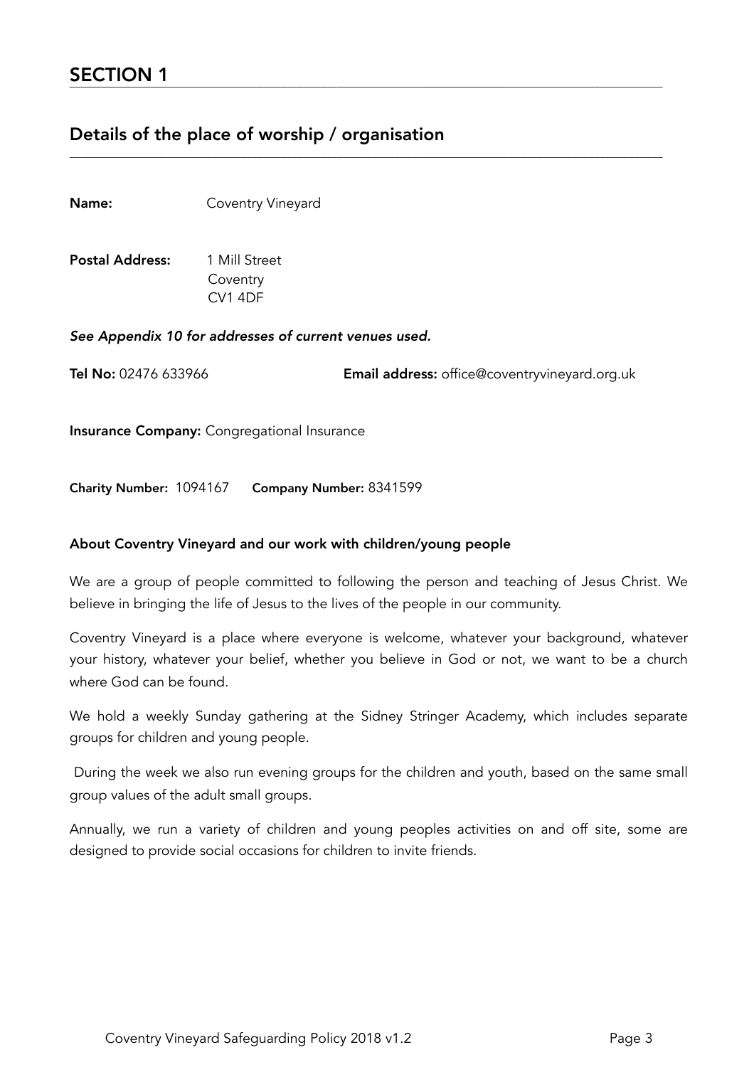# SECTION 1

## Details of the place of worship / organisation

**Name:** Coventry Vineyard

**Postal Address:** 1 Mill Street
Coventry
CV1 4DF

***See Appendix 10 for addresses of current venues used.***

**Tel No:** 02476 633966 **Email address:** office@coventryvineyard.org.uk

**Insurance Company:** Congregational Insurance

**Charity Number:** 1094167 **Company Number:** 8341599

**About Coventry Vineyard and our work with children/young people**

We are a group of people committed to following the person and teaching of Jesus Christ. We believe in bringing the life of Jesus to the lives of the people in our community.

Coventry Vineyard is a place where everyone is welcome, whatever your background, whatever your history, whatever your belief, whether you believe in God or not, we want to be a church where God can be found.

We hold a weekly Sunday gathering at the Sidney Stringer Academy, which includes separate groups for children and young people.

During the week we also run evening groups for the children and youth, based on the same small group values of the adult small groups.

Annually, we run a variety of children and young peoples activities on and off site, some are designed to provide social occasions for children to invite friends.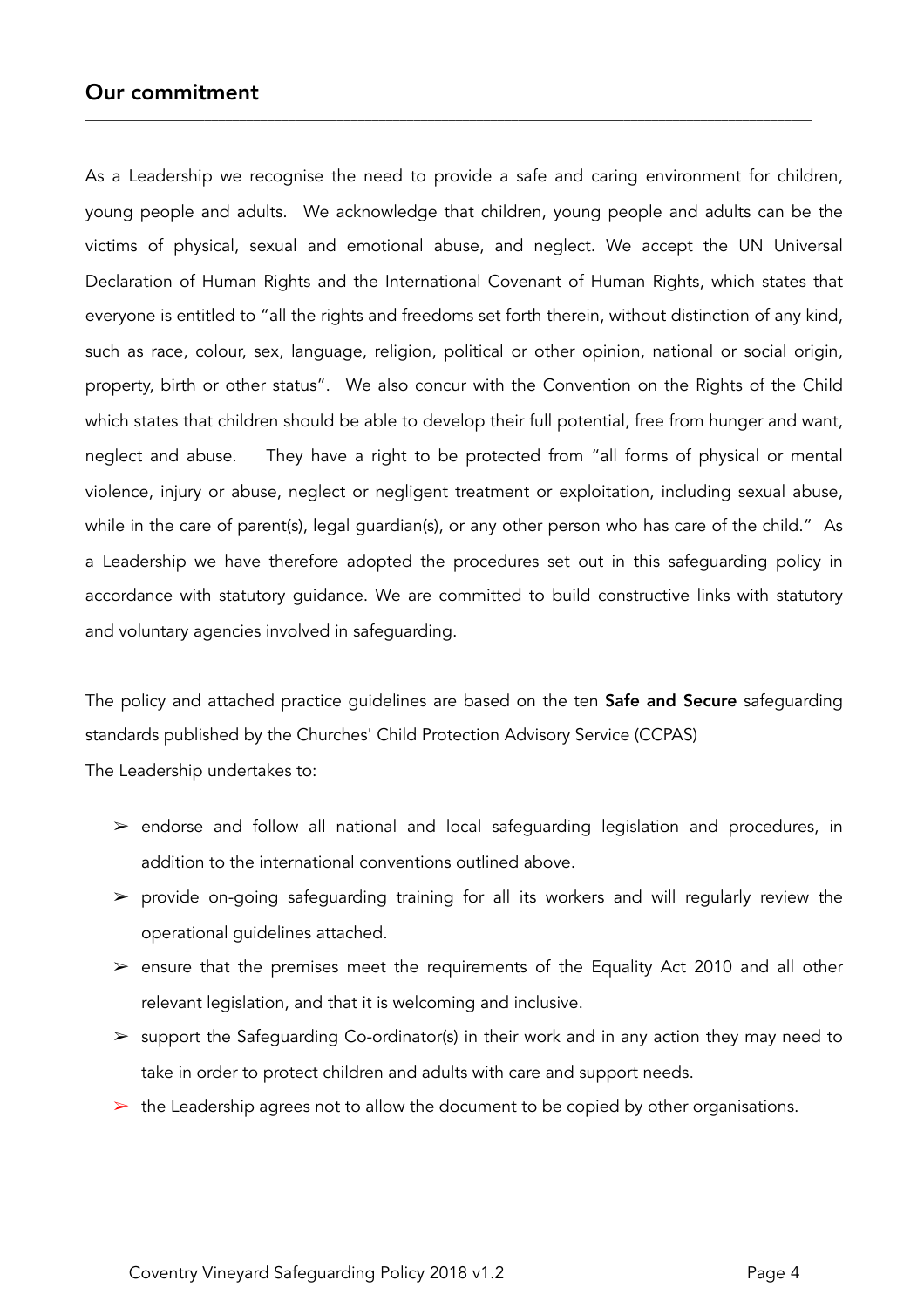## Our commitment

As a Leadership we recognise the need to provide a safe and caring environment for children, young people and adults. We acknowledge that children, young people and adults can be the victims of physical, sexual and emotional abuse, and neglect. We accept the UN Universal Declaration of Human Rights and the International Covenant of Human Rights, which states that everyone is entitled to "all the rights and freedoms set forth therein, without distinction of any kind, such as race, colour, sex, language, religion, political or other opinion, national or social origin, property, birth or other status". We also concur with the Convention on the Rights of the Child which states that children should be able to develop their full potential, free from hunger and want, neglect and abuse. They have a right to be protected from "all forms of physical or mental violence, injury or abuse, neglect or negligent treatment or exploitation, including sexual abuse, while in the care of parent(s), legal guardian(s), or any other person who has care of the child." As a Leadership we have therefore adopted the procedures set out in this safeguarding policy in accordance with statutory guidance. We are committed to build constructive links with statutory and voluntary agencies involved in safeguarding.

The policy and attached practice guidelines are based on the ten **Safe and Secure** safeguarding standards published by the Churches' Child Protection Advisory Service (CCPAS)
The Leadership undertakes to:

- endorse and follow all national and local safeguarding legislation and procedures, in addition to the international conventions outlined above.
- provide on-going safeguarding training for all its workers and will regularly review the operational guidelines attached.
- ensure that the premises meet the requirements of the Equality Act 2010 and all other relevant legislation, and that it is welcoming and inclusive.
- support the Safeguarding Co-ordinator(s) in their work and in any action they may need to take in order to protect children and adults with care and support needs.
- the Leadership agrees not to allow the document to be copied by other organisations.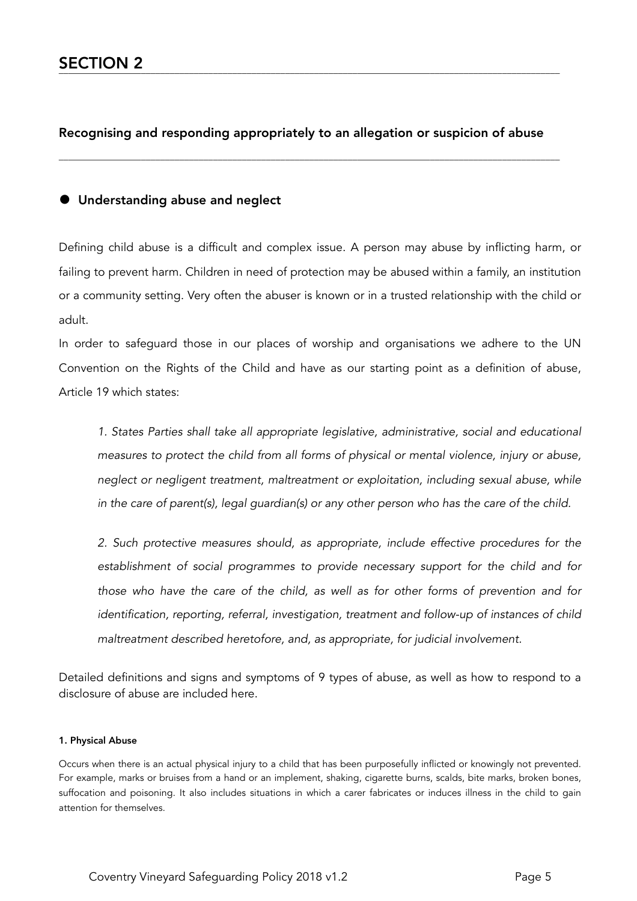# SECTION 2

## Recognising and responding appropriately to an allegation or suspicion of abuse

### Understanding abuse and neglect

Defining child abuse is a difficult and complex issue. A person may abuse by inflicting harm, or failing to prevent harm. Children in need of protection may be abused within a family, an institution or a community setting. Very often the abuser is known or in a trusted relationship with the child or adult.

In order to safeguard those in our places of worship and organisations we adhere to the UN Convention on the Rights of the Child and have as our starting point as a definition of abuse, Article 19 which states:

> *1. States Parties shall take all appropriate legislative, administrative, social and educational measures to protect the child from all forms of physical or mental violence, injury or abuse, neglect or negligent treatment, maltreatment or exploitation, including sexual abuse, while in the care of parent(s), legal guardian(s) or any other person who has the care of the child.*
>
> *2. Such protective measures should, as appropriate, include effective procedures for the establishment of social programmes to provide necessary support for the child and for those who have the care of the child, as well as for other forms of prevention and for identification, reporting, referral, investigation, treatment and follow-up of instances of child maltreatment described heretofore, and, as appropriate, for judicial involvement.*

Detailed definitions and signs and symptoms of 9 types of abuse, as well as how to respond to a disclosure of abuse are included here.

#### 1. Physical Abuse

Occurs when there is an actual physical injury to a child that has been purposefully inflicted or knowingly not prevented. For example, marks or bruises from a hand or an implement, shaking, cigarette burns, scalds, bite marks, broken bones, suffocation and poisoning. It also includes situations in which a carer fabricates or induces illness in the child to gain attention for themselves.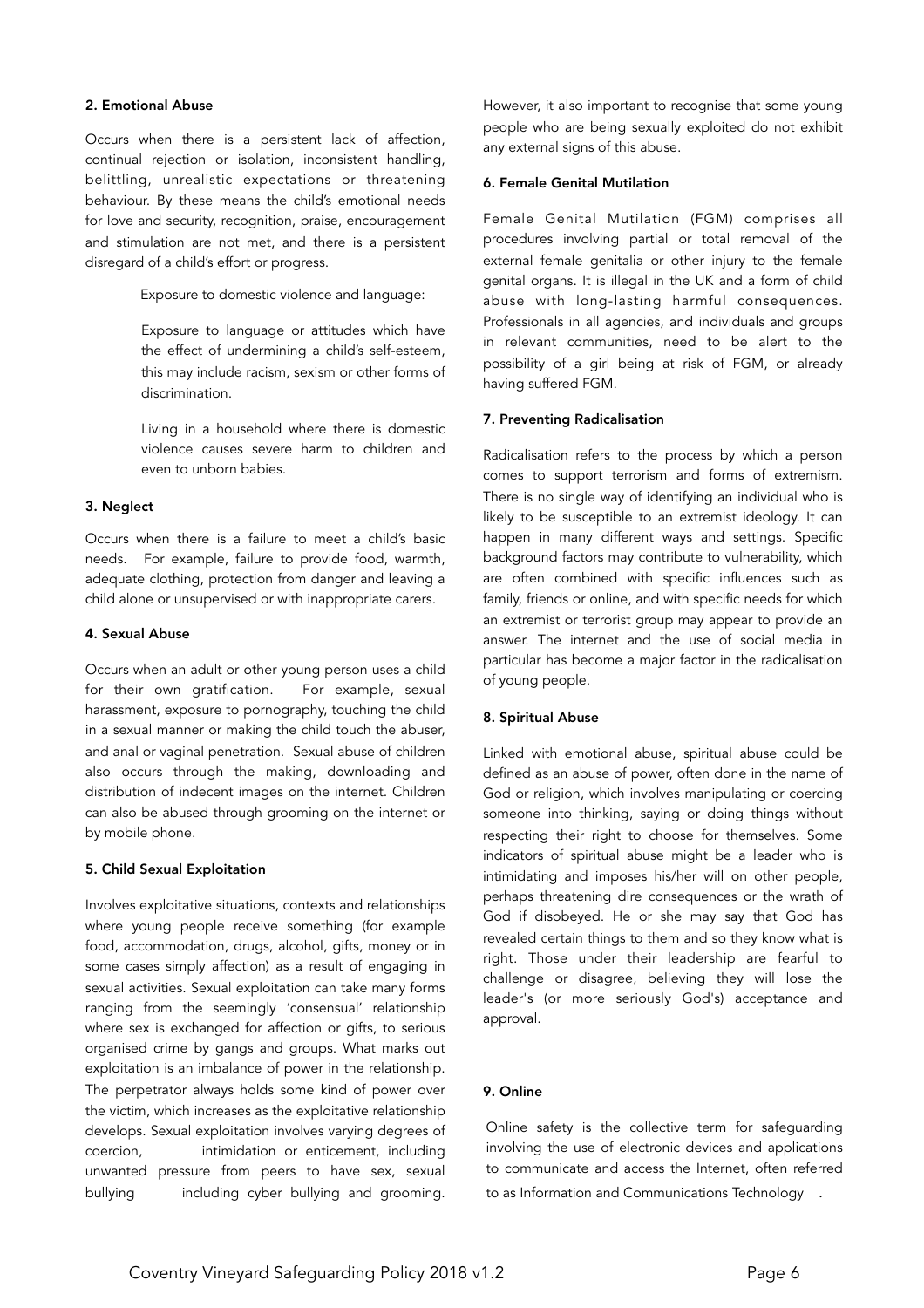#### 2. Emotional Abuse

Occurs when there is a persistent lack of affection, continual rejection or isolation, inconsistent handling, belittling, unrealistic expectations or threatening behaviour. By these means the child's emotional needs for love and security, recognition, praise, encouragement and stimulation are not met, and there is a persistent disregard of a child's effort or progress.

> Exposure to domestic violence and language:
>
> Exposure to language or attitudes which have the effect of undermining a child's self-esteem, this may include racism, sexism or other forms of discrimination.
>
> Living in a household where there is domestic violence causes severe harm to children and even to unborn babies.

#### 3. Neglect

Occurs when there is a failure to meet a child's basic needs. For example, failure to provide food, warmth, adequate clothing, protection from danger and leaving a child alone or unsupervised or with inappropriate carers.

#### 4. Sexual Abuse

Occurs when an adult or other young person uses a child for their own gratification. For example, sexual harassment, exposure to pornography, touching the child in a sexual manner or making the child touch the abuser, and anal or vaginal penetration. Sexual abuse of children also occurs through the making, downloading and distribution of indecent images on the internet. Children can also be abused through grooming on the internet or by mobile phone.

#### 5. Child Sexual Exploitation

Involves exploitative situations, contexts and relationships where young people receive something (for example food, accommodation, drugs, alcohol, gifts, money or in some cases simply affection) as a result of engaging in sexual activities. Sexual exploitation can take many forms ranging from the seemingly 'consensual' relationship where sex is exchanged for affection or gifts, to serious organised crime by gangs and groups. What marks out exploitation is an imbalance of power in the relationship. The perpetrator always holds some kind of power over the victim, which increases as the exploitative relationship develops. Sexual exploitation involves varying degrees of coercion, intimidation or enticement, including unwanted pressure from peers to have sex, sexual bullying including cyber bullying and grooming. However, it also important to recognise that some young people who are being sexually exploited do not exhibit any external signs of this abuse.

#### 6. Female Genital Mutilation

Female Genital Mutilation (FGM) comprises all procedures involving partial or total removal of the external female genitalia or other injury to the female genital organs. It is illegal in the UK and a form of child abuse with long-lasting harmful consequences. Professionals in all agencies, and individuals and groups in relevant communities, need to be alert to the possibility of a girl being at risk of FGM, or already having suffered FGM.

#### 7. Preventing Radicalisation

Radicalisation refers to the process by which a person comes to support terrorism and forms of extremism. There is no single way of identifying an individual who is likely to be susceptible to an extremist ideology. It can happen in many different ways and settings. Specific background factors may contribute to vulnerability, which are often combined with specific influences such as family, friends or online, and with specific needs for which an extremist or terrorist group may appear to provide an answer. The internet and the use of social media in particular has become a major factor in the radicalisation of young people.

#### 8. Spiritual Abuse

Linked with emotional abuse, spiritual abuse could be defined as an abuse of power, often done in the name of God or religion, which involves manipulating or coercing someone into thinking, saying or doing things without respecting their right to choose for themselves. Some indicators of spiritual abuse might be a leader who is intimidating and imposes his/her will on other people, perhaps threatening dire consequences or the wrath of God if disobeyed. He or she may say that God has revealed certain things to them and so they know what is right. Those under their leadership are fearful to challenge or disagree, believing they will lose the leader's (or more seriously God's) acceptance and approval.

#### 9. Online

Online safety is the collective term for safeguarding involving the use of electronic devices and applications to communicate and access the Internet, often referred to as Information and Communications Technology .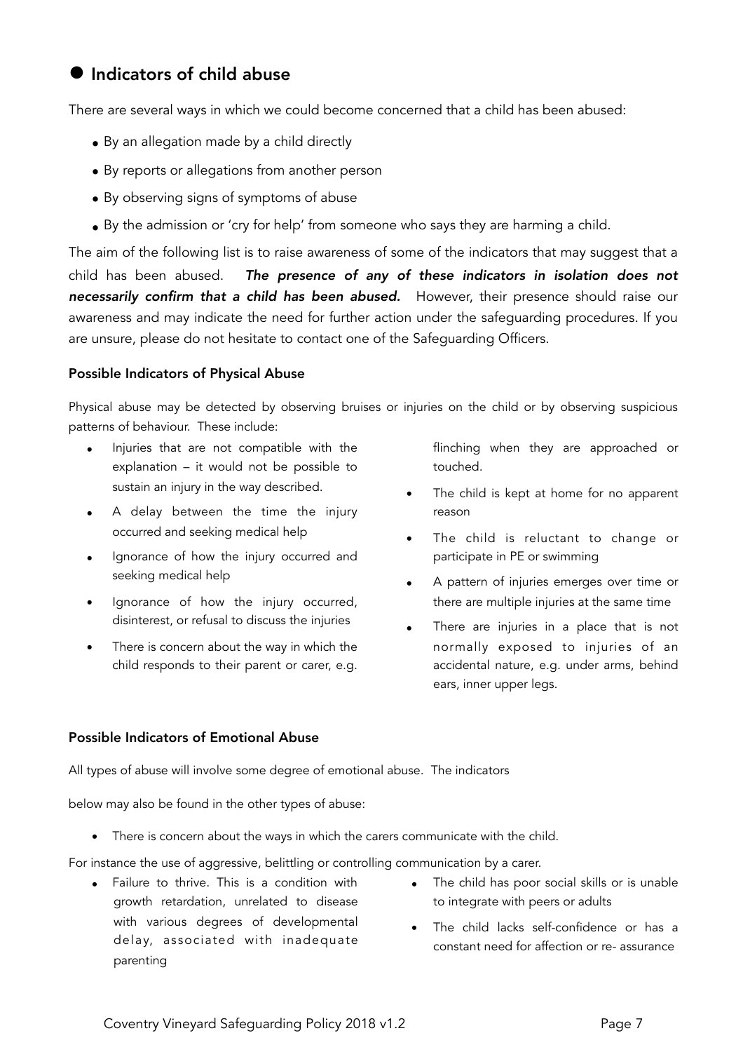## Indicators of child abuse

There are several ways in which we could become concerned that a child has been abused:

- By an allegation made by a child directly
- By reports or allegations from another person
- By observing signs of symptoms of abuse
- By the admission or 'cry for help' from someone who says they are harming a child.

The aim of the following list is to raise awareness of some of the indicators that may suggest that a child has been abused. ***The presence of any of these indicators in isolation does not necessarily confirm that a child has been abused.*** However, their presence should raise our awareness and may indicate the need for further action under the safeguarding procedures. If you are unsure, please do not hesitate to contact one of the Safeguarding Officers.

### Possible Indicators of Physical Abuse

Physical abuse may be detected by observing bruises or injuries on the child or by observing suspicious patterns of behaviour. These include:

- Injuries that are not compatible with the explanation – it would not be possible to sustain an injury in the way described.
- A delay between the time the injury occurred and seeking medical help
- Ignorance of how the injury occurred and seeking medical help
- Ignorance of how the injury occurred, disinterest, or refusal to discuss the injuries
- There is concern about the way in which the child responds to their parent or carer, e.g. flinching when they are approached or touched.
- The child is kept at home for no apparent reason
- The child is reluctant to change or participate in PE or swimming
- A pattern of injuries emerges over time or there are multiple injuries at the same time
- There are injuries in a place that is not normally exposed to injuries of an accidental nature, e.g. under arms, behind ears, inner upper legs.

### Possible Indicators of Emotional Abuse

All types of abuse will involve some degree of emotional abuse. The indicators

below may also be found in the other types of abuse:

- There is concern about the ways in which the carers communicate with the child.

For instance the use of aggressive, belittling or controlling communication by a carer.

- Failure to thrive. This is a condition with growth retardation, unrelated to disease with various degrees of developmental delay, associated with inadequate parenting
- The child has poor social skills or is unable to integrate with peers or adults
- The child lacks self-confidence or has a constant need for affection or re- assurance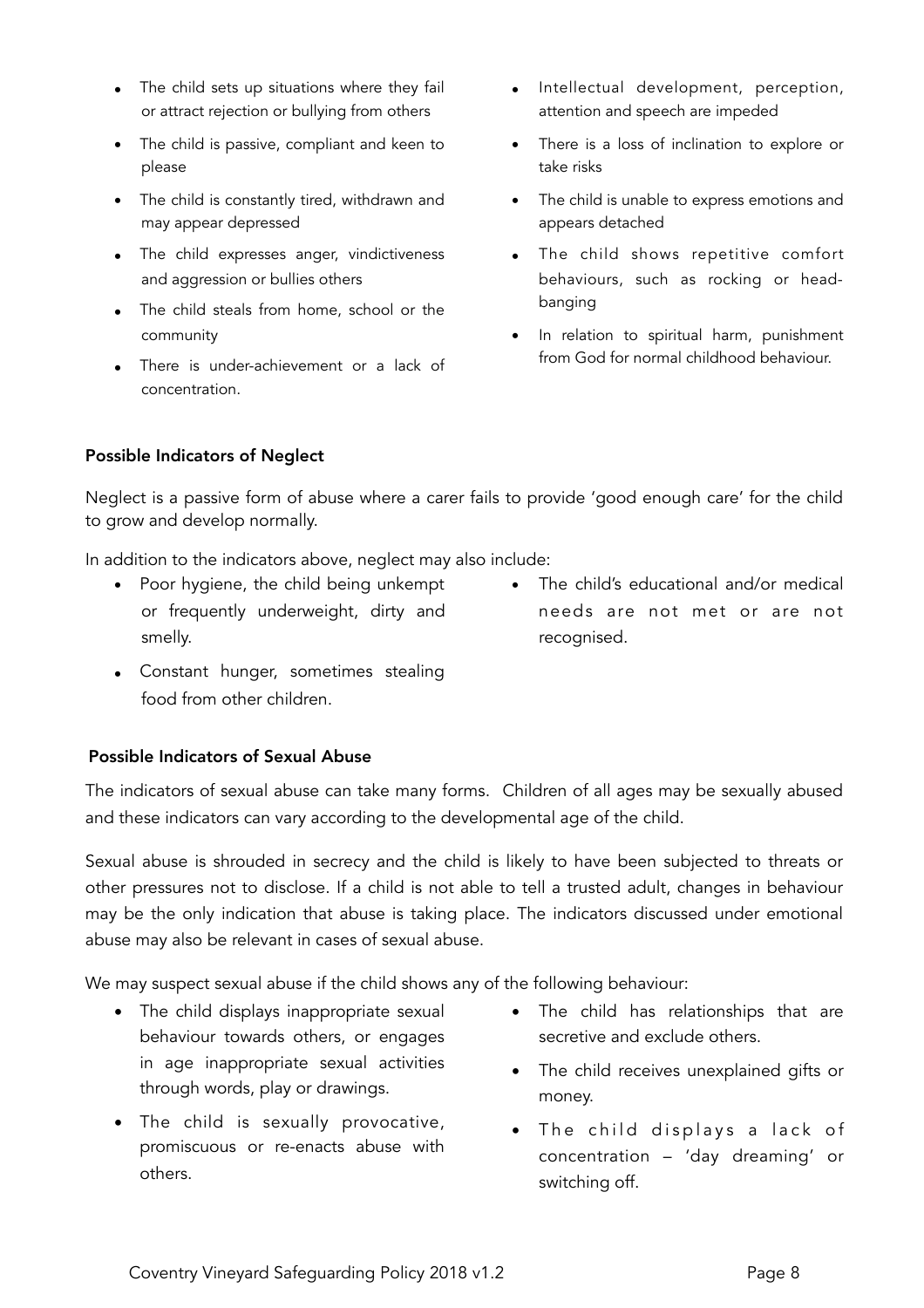- The child sets up situations where they fail or attract rejection or bullying from others
- The child is passive, compliant and keen to please
- The child is constantly tired, withdrawn and may appear depressed
- The child expresses anger, vindictiveness and aggression or bullies others
- The child steals from home, school or the community
- There is under-achievement or a lack of concentration.
- Intellectual development, perception, attention and speech are impeded
- There is a loss of inclination to explore or take risks
- The child is unable to express emotions and appears detached
- The child shows repetitive comfort behaviours, such as rocking or head-banging
- In relation to spiritual harm, punishment from God for normal childhood behaviour.

**Possible Indicators of Neglect**

Neglect is a passive form of abuse where a carer fails to provide 'good enough care' for the child to grow and develop normally.

In addition to the indicators above, neglect may also include:

- Poor hygiene, the child being unkempt or frequently underweight, dirty and smelly.
- Constant hunger, sometimes stealing food from other children.
- The child's educational and/or medical needs are not met or are not recognised.

**Possible Indicators of Sexual Abuse**

The indicators of sexual abuse can take many forms. Children of all ages may be sexually abused and these indicators can vary according to the developmental age of the child.

Sexual abuse is shrouded in secrecy and the child is likely to have been subjected to threats or other pressures not to disclose. If a child is not able to tell a trusted adult, changes in behaviour may be the only indication that abuse is taking place. The indicators discussed under emotional abuse may also be relevant in cases of sexual abuse.

We may suspect sexual abuse if the child shows any of the following behaviour:

- The child displays inappropriate sexual behaviour towards others, or engages in age inappropriate sexual activities through words, play or drawings.
- The child is sexually provocative, promiscuous or re-enacts abuse with others.
- The child has relationships that are secretive and exclude others.
- The child receives unexplained gifts or money.
- The child displays a lack of concentration – 'day dreaming' or switching off.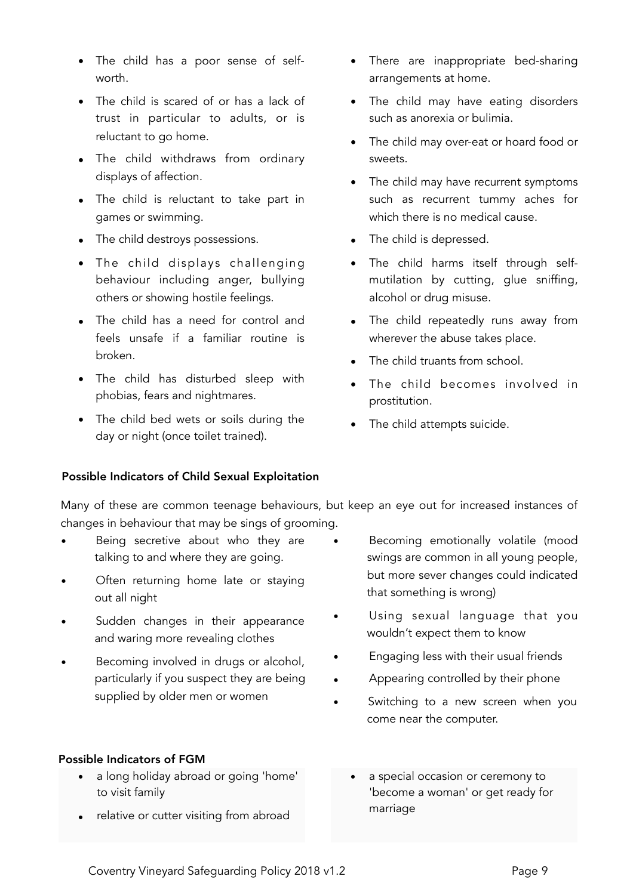- The child has a poor sense of self-worth.
- The child is scared of or has a lack of trust in particular to adults, or is reluctant to go home.
- The child withdraws from ordinary displays of affection.
- The child is reluctant to take part in games or swimming.
- The child destroys possessions.
- The child displays challenging behaviour including anger, bullying others or showing hostile feelings.
- The child has a need for control and feels unsafe if a familiar routine is broken.
- The child has disturbed sleep with phobias, fears and nightmares.
- The child bed wets or soils during the day or night (once toilet trained).
- There are inappropriate bed-sharing arrangements at home.
- The child may have eating disorders such as anorexia or bulimia.
- The child may over-eat or hoard food or sweets.
- The child may have recurrent symptoms such as recurrent tummy aches for which there is no medical cause.
- The child is depressed.
- The child harms itself through self-mutilation by cutting, glue sniffing, alcohol or drug misuse.
- The child repeatedly runs away from wherever the abuse takes place.
- The child truants from school.
- The child becomes involved in prostitution.
- The child attempts suicide.

**Possible Indicators of Child Sexual Exploitation**

Many of these are common teenage behaviours, but keep an eye out for increased instances of changes in behaviour that may be sings of grooming.

- Being secretive about who they are talking to and where they are going.
- Often returning home late or staying out all night
- Sudden changes in their appearance and waring more revealing clothes
- Becoming involved in drugs or alcohol, particularly if you suspect they are being supplied by older men or women
- Becoming emotionally volatile (mood swings are common in all young people, but more sever changes could indicated that something is wrong)
- Using sexual language that you wouldn't expect them to know
- Engaging less with their usual friends
- Appearing controlled by their phone
- Switching to a new screen when you come near the computer.

**Possible Indicators of FGM**

- a long holiday abroad or going 'home' to visit family
- relative or cutter visiting from abroad
- a special occasion or ceremony to 'become a woman' or get ready for marriage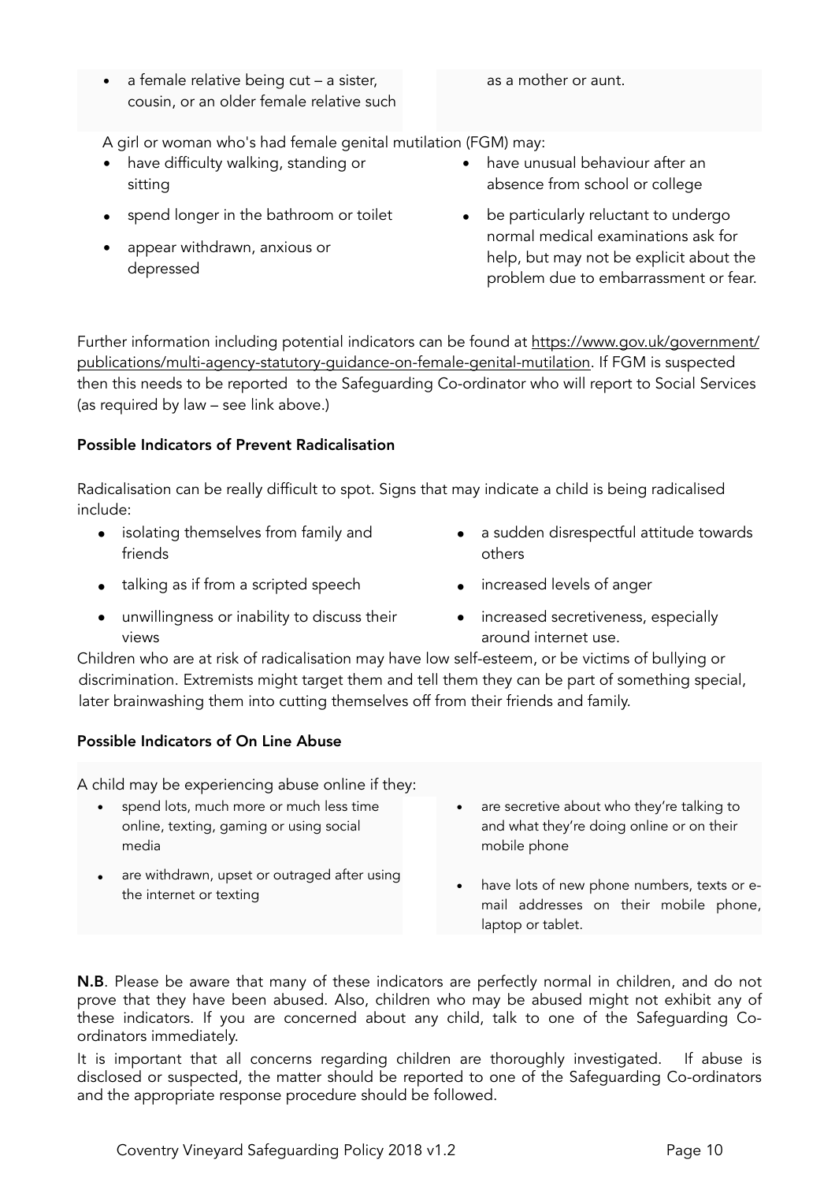- a female relative being cut – a sister, cousin, or an older female relative such as a mother or aunt.

A girl or woman who's had female genital mutilation (FGM) may:

- have difficulty walking, standing or sitting
- spend longer in the bathroom or toilet
- appear withdrawn, anxious or depressed
- have unusual behaviour after an absence from school or college
- be particularly reluctant to undergo normal medical examinations ask for help, but may not be explicit about the problem due to embarrassment or fear.

Further information including potential indicators can be found at https://www.gov.uk/government/publications/multi-agency-statutory-guidance-on-female-genital-mutilation. If FGM is suspected then this needs to be reported to the Safeguarding Co-ordinator who will report to Social Services (as required by law – see link above.)

**Possible Indicators of Prevent Radicalisation**

Radicalisation can be really difficult to spot. Signs that may indicate a child is being radicalised include:

- isolating themselves from family and friends
- talking as if from a scripted speech
- unwillingness or inability to discuss their views
- a sudden disrespectful attitude towards others
- increased levels of anger
- increased secretiveness, especially around internet use.

Children who are at risk of radicalisation may have low self-esteem, or be victims of bullying or discrimination. Extremists might target them and tell them they can be part of something special, later brainwashing them into cutting themselves off from their friends and family.

**Possible Indicators of On Line Abuse**

A child may be experiencing abuse online if they:

- spend lots, much more or much less time online, texting, gaming or using social media
- are withdrawn, upset or outraged after using the internet or texting
- are secretive about who they're talking to and what they're doing online or on their mobile phone
- have lots of new phone numbers, texts or e-mail addresses on their mobile phone, laptop or tablet.

**N.B**. Please be aware that many of these indicators are perfectly normal in children, and do not prove that they have been abused. Also, children who may be abused might not exhibit any of these indicators. If you are concerned about any child, talk to one of the Safeguarding Co-ordinators immediately.

It is important that all concerns regarding children are thoroughly investigated. If abuse is disclosed or suspected, the matter should be reported to one of the Safeguarding Co-ordinators and the appropriate response procedure should be followed.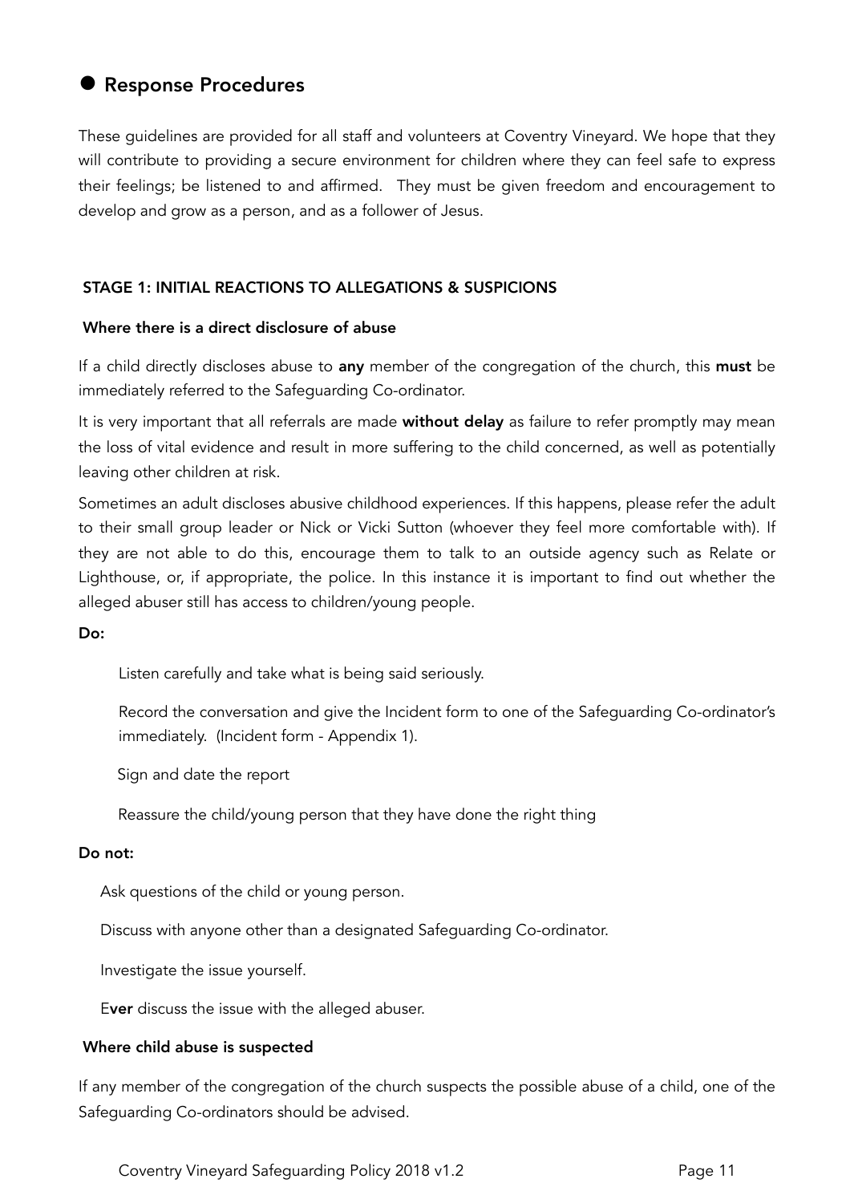## ● Response Procedures

These guidelines are provided for all staff and volunteers at Coventry Vineyard. We hope that they will contribute to providing a secure environment for children where they can feel safe to express their feelings; be listened to and affirmed. They must be given freedom and encouragement to develop and grow as a person, and as a follower of Jesus.

### STAGE 1: INITIAL REACTIONS TO ALLEGATIONS & SUSPICIONS

#### Where there is a direct disclosure of abuse

If a child directly discloses abuse to **any** member of the congregation of the church, this **must** be immediately referred to the Safeguarding Co-ordinator.

It is very important that all referrals are made **without delay** as failure to refer promptly may mean the loss of vital evidence and result in more suffering to the child concerned, as well as potentially leaving other children at risk.

Sometimes an adult discloses abusive childhood experiences. If this happens, please refer the adult to their small group leader or Nick or Vicki Sutton (whoever they feel more comfortable with). If they are not able to do this, encourage them to talk to an outside agency such as Relate or Lighthouse, or, if appropriate, the police. In this instance it is important to find out whether the alleged abuser still has access to children/young people.

**Do:**

Listen carefully and take what is being said seriously.

Record the conversation and give the Incident form to one of the Safeguarding Co-ordinator's immediately. (Incident form - Appendix 1).

Sign and date the report

Reassure the child/young person that they have done the right thing

**Do not:**

Ask questions of the child or young person.

Discuss with anyone other than a designated Safeguarding Co-ordinator.

Investigate the issue yourself.

E**ver** discuss the issue with the alleged abuser.

#### Where child abuse is suspected

If any member of the congregation of the church suspects the possible abuse of a child, one of the Safeguarding Co-ordinators should be advised.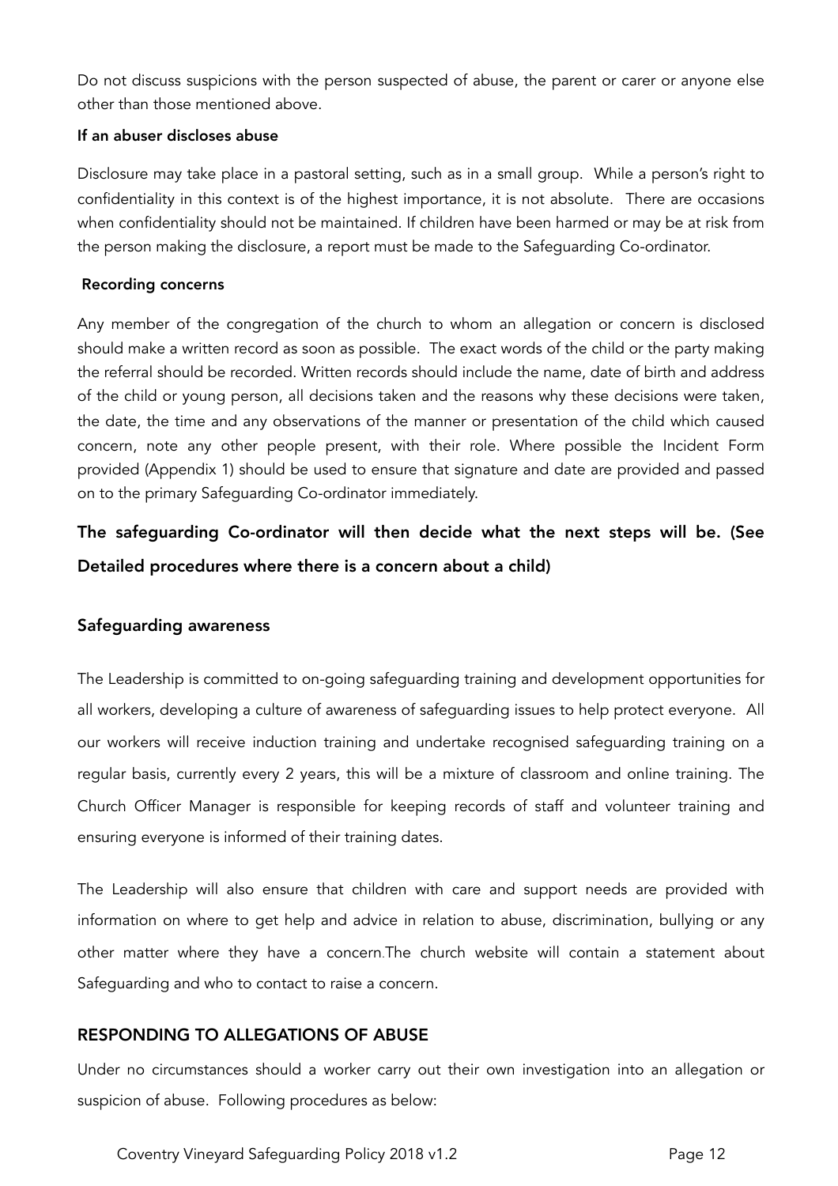Do not discuss suspicions with the person suspected of abuse, the parent or carer or anyone else other than those mentioned above.

**If an abuser discloses abuse**

Disclosure may take place in a pastoral setting, such as in a small group. While a person's right to confidentiality in this context is of the highest importance, it is not absolute. There are occasions when confidentiality should not be maintained. If children have been harmed or may be at risk from the person making the disclosure, a report must be made to the Safeguarding Co-ordinator.

**Recording concerns**

Any member of the congregation of the church to whom an allegation or concern is disclosed should make a written record as soon as possible. The exact words of the child or the party making the referral should be recorded. Written records should include the name, date of birth and address of the child or young person, all decisions taken and the reasons why these decisions were taken, the date, the time and any observations of the manner or presentation of the child which caused concern, note any other people present, with their role. Where possible the Incident Form provided (Appendix 1) should be used to ensure that signature and date are provided and passed on to the primary Safeguarding Co-ordinator immediately.

**The safeguarding Co-ordinator will then decide what the next steps will be. (See Detailed procedures where there is a concern about a child)**

### Safeguarding awareness

The Leadership is committed to on-going safeguarding training and development opportunities for all workers, developing a culture of awareness of safeguarding issues to help protect everyone. All our workers will receive induction training and undertake recognised safeguarding training on a regular basis, currently every 2 years, this will be a mixture of classroom and online training. The Church Officer Manager is responsible for keeping records of staff and volunteer training and ensuring everyone is informed of their training dates.

The Leadership will also ensure that children with care and support needs are provided with information on where to get help and advice in relation to abuse, discrimination, bullying or any other matter where they have a concern.The church website will contain a statement about Safeguarding and who to contact to raise a concern.

## RESPONDING TO ALLEGATIONS OF ABUSE

Under no circumstances should a worker carry out their own investigation into an allegation or suspicion of abuse. Following procedures as below: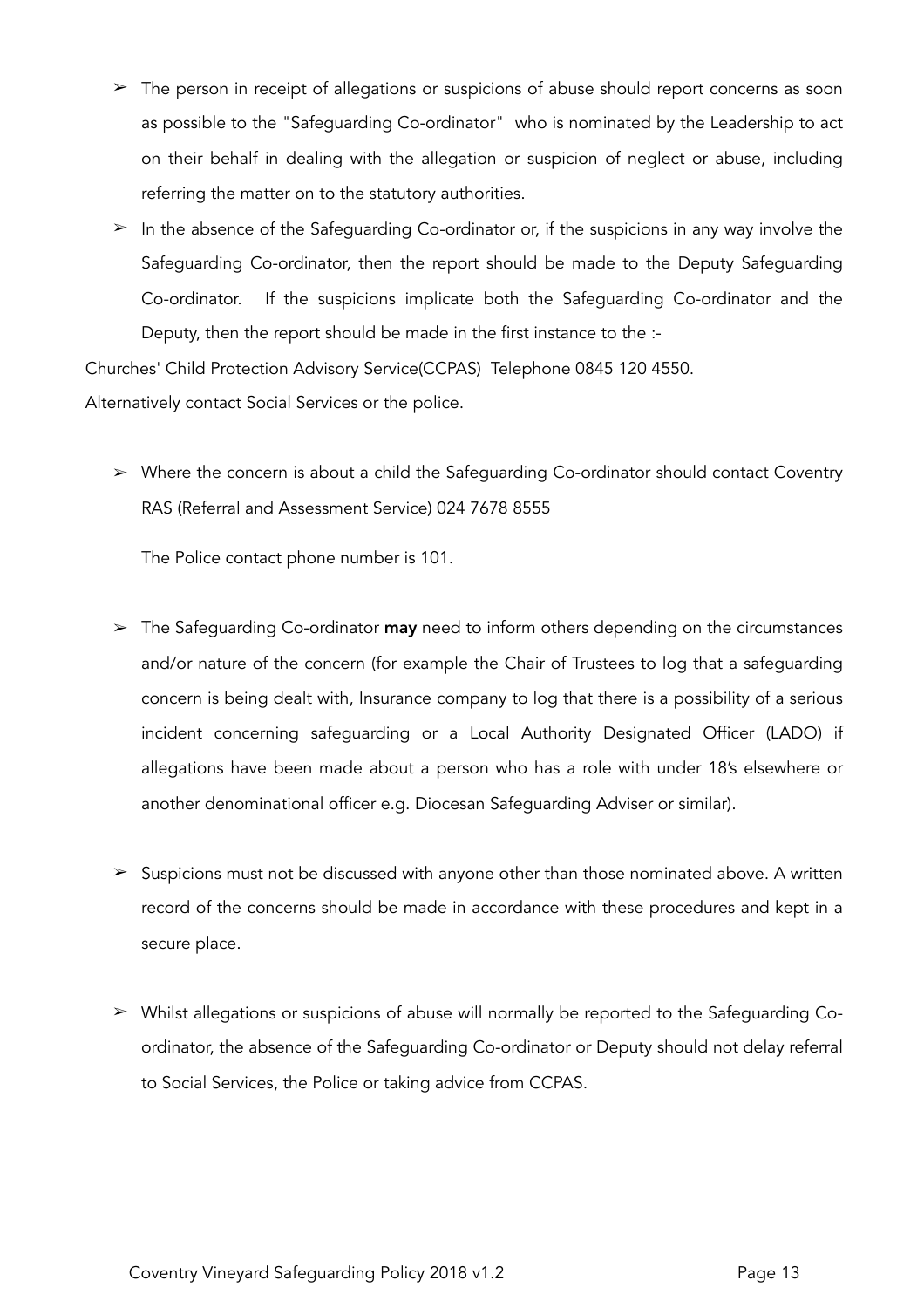- The person in receipt of allegations or suspicions of abuse should report concerns as soon as possible to the "Safeguarding Co-ordinator" who is nominated by the Leadership to act on their behalf in dealing with the allegation or suspicion of neglect or abuse, including referring the matter on to the statutory authorities.
- In the absence of the Safeguarding Co-ordinator or, if the suspicions in any way involve the Safeguarding Co-ordinator, then the report should be made to the Deputy Safeguarding Co-ordinator. If the suspicions implicate both the Safeguarding Co-ordinator and the Deputy, then the report should be made in the first instance to the :-

Churches' Child Protection Advisory Service(CCPAS) Telephone 0845 120 4550.

Alternatively contact Social Services or the police.

- Where the concern is about a child the Safeguarding Co-ordinator should contact Coventry RAS (Referral and Assessment Service) 024 7678 8555

  The Police contact phone number is 101.

- The Safeguarding Co-ordinator **may** need to inform others depending on the circumstances and/or nature of the concern (for example the Chair of Trustees to log that a safeguarding concern is being dealt with, Insurance company to log that there is a possibility of a serious incident concerning safeguarding or a Local Authority Designated Officer (LADO) if allegations have been made about a person who has a role with under 18's elsewhere or another denominational officer e.g. Diocesan Safeguarding Adviser or similar).

- Suspicions must not be discussed with anyone other than those nominated above. A written record of the concerns should be made in accordance with these procedures and kept in a secure place.

- Whilst allegations or suspicions of abuse will normally be reported to the Safeguarding Co-ordinator, the absence of the Safeguarding Co-ordinator or Deputy should not delay referral to Social Services, the Police or taking advice from CCPAS.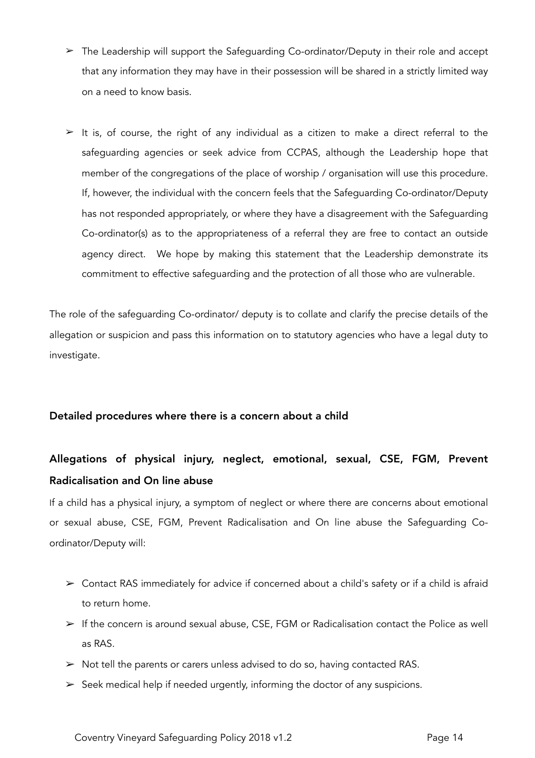- The Leadership will support the Safeguarding Co-ordinator/Deputy in their role and accept that any information they may have in their possession will be shared in a strictly limited way on a need to know basis.

- It is, of course, the right of any individual as a citizen to make a direct referral to the safeguarding agencies or seek advice from CCPAS, although the Leadership hope that member of the congregations of the place of worship / organisation will use this procedure. If, however, the individual with the concern feels that the Safeguarding Co-ordinator/Deputy has not responded appropriately, or where they have a disagreement with the Safeguarding Co-ordinator(s) as to the appropriateness of a referral they are free to contact an outside agency direct. We hope by making this statement that the Leadership demonstrate its commitment to effective safeguarding and the protection of all those who are vulnerable.

The role of the safeguarding Co-ordinator/ deputy is to collate and clarify the precise details of the allegation or suspicion and pass this information on to statutory agencies who have a legal duty to investigate.

## Detailed procedures where there is a concern about a child

## Allegations of physical injury, neglect, emotional, sexual, CSE, FGM, Prevent Radicalisation and On line abuse

If a child has a physical injury, a symptom of neglect or where there are concerns about emotional or sexual abuse, CSE, FGM, Prevent Radicalisation and On line abuse the Safeguarding Co-ordinator/Deputy will:

- Contact RAS immediately for advice if concerned about a child's safety or if a child is afraid to return home.
- If the concern is around sexual abuse, CSE, FGM or Radicalisation contact the Police as well as RAS.
- Not tell the parents or carers unless advised to do so, having contacted RAS.
- Seek medical help if needed urgently, informing the doctor of any suspicions.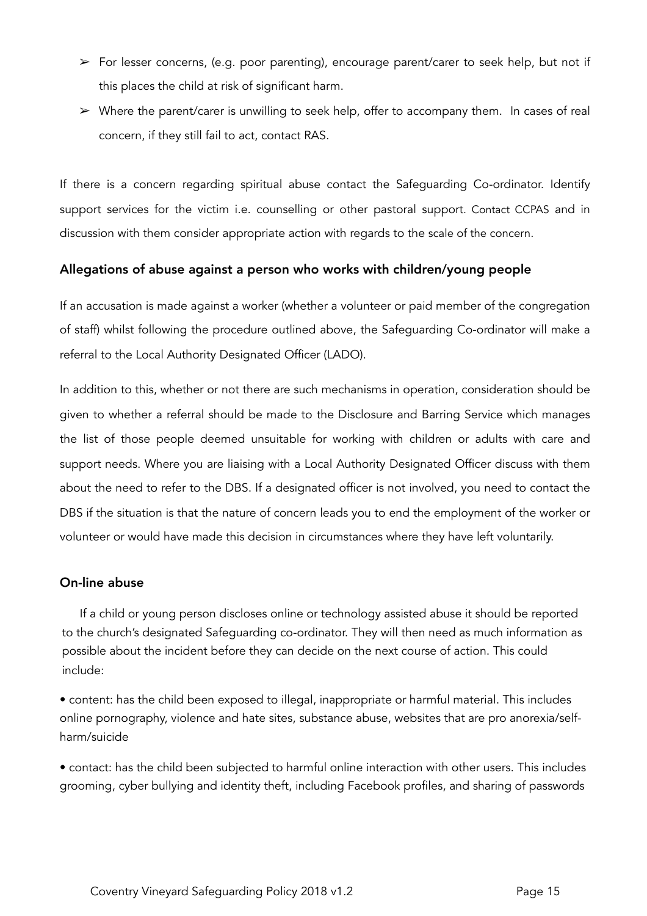- ➢ For lesser concerns, (e.g. poor parenting), encourage parent/carer to seek help, but not if this places the child at risk of significant harm.
- ➢ Where the parent/carer is unwilling to seek help, offer to accompany them. In cases of real concern, if they still fail to act, contact RAS.

If there is a concern regarding spiritual abuse contact the Safeguarding Co-ordinator. Identify support services for the victim i.e. counselling or other pastoral support. Contact CCPAS and in discussion with them consider appropriate action with regards to the scale of the concern.

### Allegations of abuse against a person who works with children/young people

If an accusation is made against a worker (whether a volunteer or paid member of the congregation of staff) whilst following the procedure outlined above, the Safeguarding Co-ordinator will make a referral to the Local Authority Designated Officer (LADO).

In addition to this, whether or not there are such mechanisms in operation, consideration should be given to whether a referral should be made to the Disclosure and Barring Service which manages the list of those people deemed unsuitable for working with children or adults with care and support needs. Where you are liaising with a Local Authority Designated Officer discuss with them about the need to refer to the DBS. If a designated officer is not involved, you need to contact the DBS if the situation is that the nature of concern leads you to end the employment of the worker or volunteer or would have made this decision in circumstances where they have left voluntarily.

### On-line abuse

If a child or young person discloses online or technology assisted abuse it should be reported to the church's designated Safeguarding co-ordinator. They will then need as much information as possible about the incident before they can decide on the next course of action. This could include:

- content: has the child been exposed to illegal, inappropriate or harmful material. This includes online pornography, violence and hate sites, substance abuse, websites that are pro anorexia/self-harm/suicide
- contact: has the child been subjected to harmful online interaction with other users. This includes grooming, cyber bullying and identity theft, including Facebook profiles, and sharing of passwords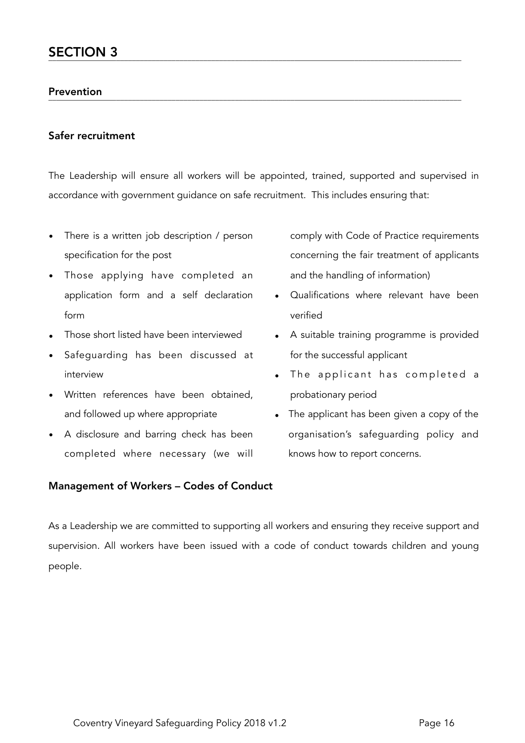## SECTION 3

### Prevention

#### Safer recruitment

The Leadership will ensure all workers will be appointed, trained, supported and supervised in accordance with government guidance on safe recruitment. This includes ensuring that:

- There is a written job description / person specification for the post
- Those applying have completed an application form and a self declaration form
- Those short listed have been interviewed
- Safeguarding has been discussed at interview
- Written references have been obtained, and followed up where appropriate
- A disclosure and barring check has been completed where necessary (we will comply with Code of Practice requirements concerning the fair treatment of applicants and the handling of information)
- Qualifications where relevant have been verified
- A suitable training programme is provided for the successful applicant
- The applicant has completed a probationary period
- The applicant has been given a copy of the organisation's safeguarding policy and knows how to report concerns.

#### Management of Workers – Codes of Conduct

As a Leadership we are committed to supporting all workers and ensuring they receive support and supervision. All workers have been issued with a code of conduct towards children and young people.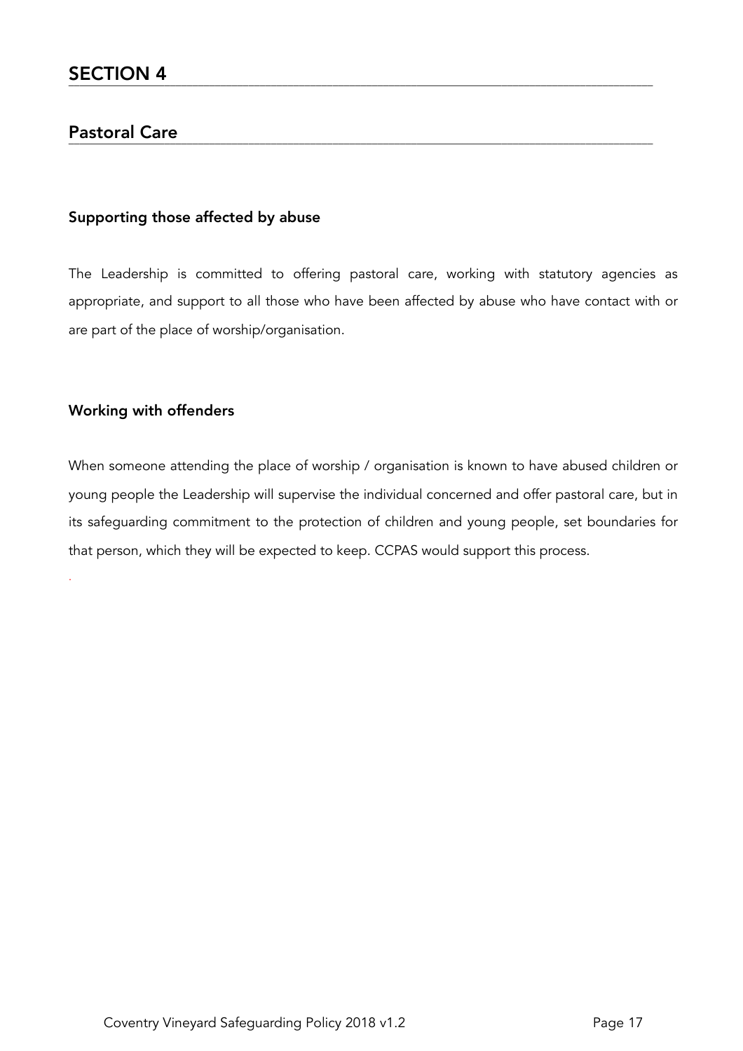# SECTION 4

## Pastoral Care

### Supporting those affected by abuse

The Leadership is committed to offering pastoral care, working with statutory agencies as appropriate, and support to all those who have been affected by abuse who have contact with or are part of the place of worship/organisation.

### Working with offenders

When someone attending the place of worship / organisation is known to have abused children or young people the Leadership will supervise the individual concerned and offer pastoral care, but in its safeguarding commitment to the protection of children and young people, set boundaries for that person, which they will be expected to keep. CCPAS would support this process.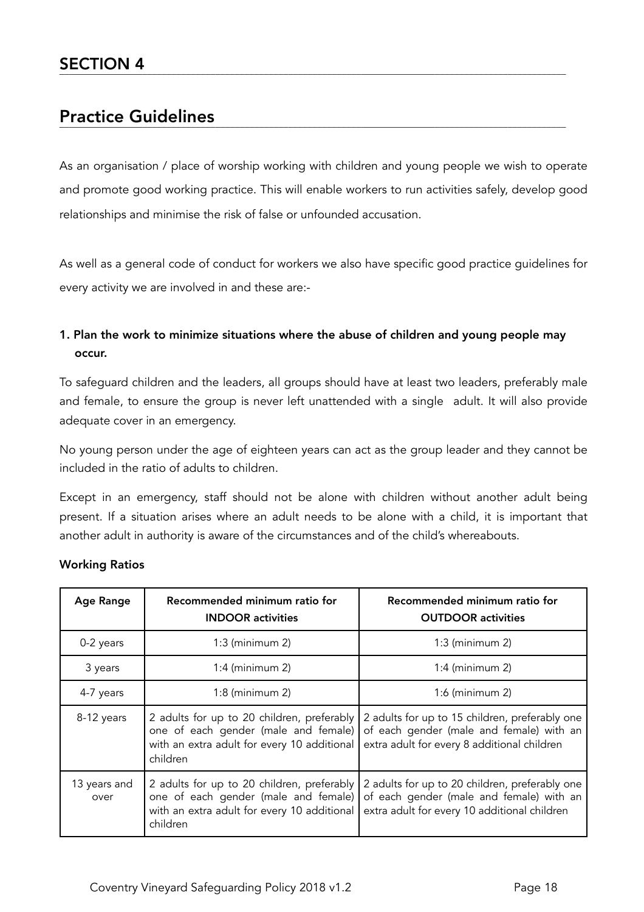# SECTION 4

## Practice Guidelines

As an organisation / place of worship working with children and young people we wish to operate and promote good working practice. This will enable workers to run activities safely, develop good relationships and minimise the risk of false or unfounded accusation.

As well as a general code of conduct for workers we also have specific good practice guidelines for every activity we are involved in and these are:-

**1. Plan the work to minimize situations where the abuse of children and young people may occur.**

To safeguard children and the leaders, all groups should have at least two leaders, preferably male and female, to ensure the group is never left unattended with a single adult. It will also provide adequate cover in an emergency.

No young person under the age of eighteen years can act as the group leader and they cannot be included in the ratio of adults to children.

Except in an emergency, staff should not be alone with children without another adult being present. If a situation arises where an adult needs to be alone with a child, it is important that another adult in authority is aware of the circumstances and of the child's whereabouts.

**Working Ratios**

| Age Range | Recommended minimum ratio for **INDOOR** activities | Recommended minimum ratio for **OUTDOOR** activities |
|---|---|---|
| 0-2 years | 1:3 (minimum 2) | 1:3 (minimum 2) |
| 3 years | 1:4 (minimum 2) | 1:4 (minimum 2) |
| 4-7 years | 1:8 (minimum 2) | 1:6 (minimum 2) |
| 8-12 years | 2 adults for up to 20 children, preferably one of each gender (male and female) with an extra adult for every 10 additional children | 2 adults for up to 15 children, preferably one of each gender (male and female) with an extra adult for every 8 additional children |
| 13 years and over | 2 adults for up to 20 children, preferably one of each gender (male and female) with an extra adult for every 10 additional children | 2 adults for up to 20 children, preferably one of each gender (male and female) with an extra adult for every 10 additional children |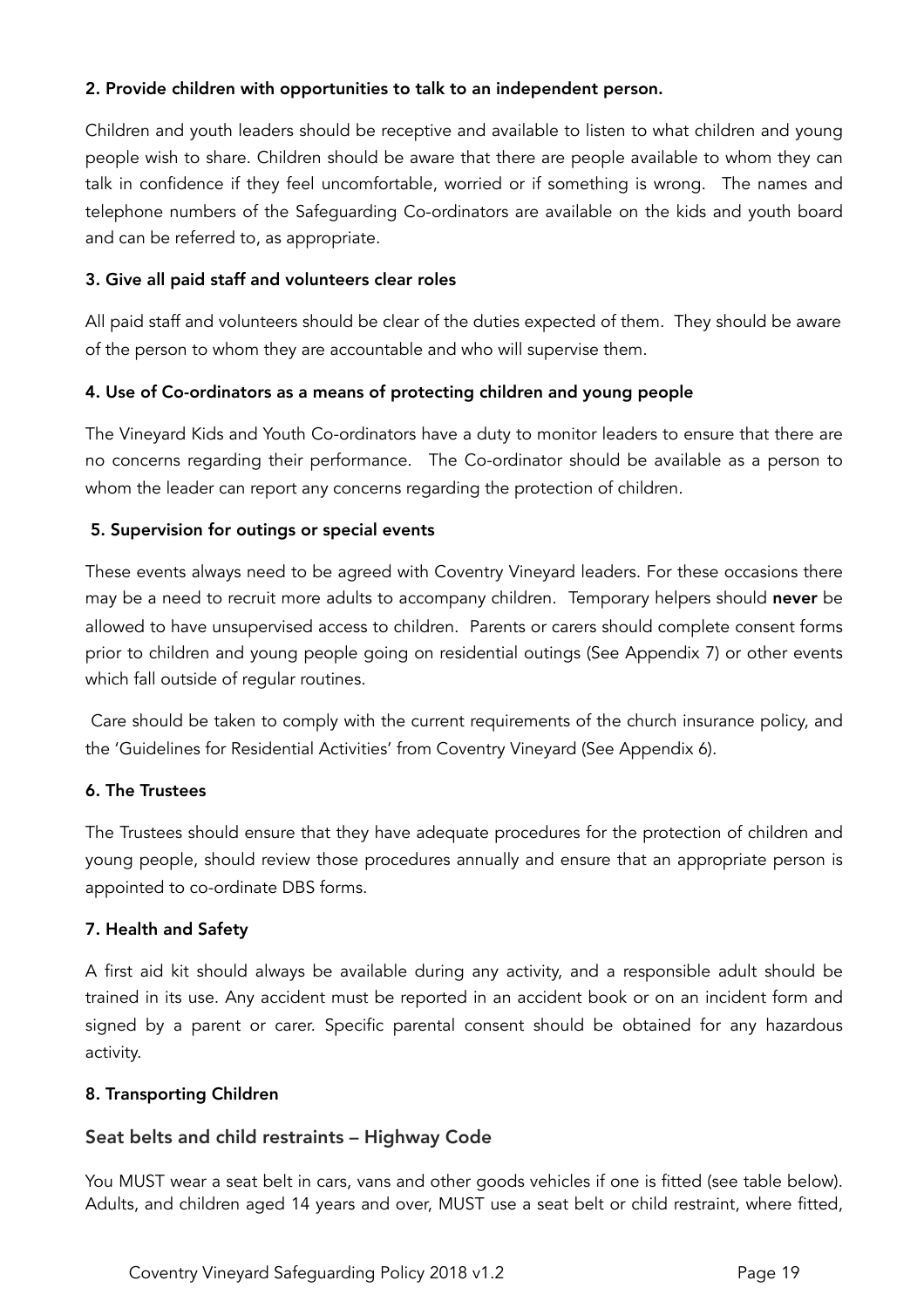**2. Provide children with opportunities to talk to an independent person.**

Children and youth leaders should be receptive and available to listen to what children and young people wish to share. Children should be aware that there are people available to whom they can talk in confidence if they feel uncomfortable, worried or if something is wrong. The names and telephone numbers of the Safeguarding Co-ordinators are available on the kids and youth board and can be referred to, as appropriate.

**3. Give all paid staff and volunteers clear roles**

All paid staff and volunteers should be clear of the duties expected of them. They should be aware of the person to whom they are accountable and who will supervise them.

**4. Use of Co-ordinators as a means of protecting children and young people**

The Vineyard Kids and Youth Co-ordinators have a duty to monitor leaders to ensure that there are no concerns regarding their performance. The Co-ordinator should be available as a person to whom the leader can report any concerns regarding the protection of children.

**5. Supervision for outings or special events**

These events always need to be agreed with Coventry Vineyard leaders. For these occasions there may be a need to recruit more adults to accompany children. Temporary helpers should **never** be allowed to have unsupervised access to children. Parents or carers should complete consent forms prior to children and young people going on residential outings (See Appendix 7) or other events which fall outside of regular routines.

Care should be taken to comply with the current requirements of the church insurance policy, and the 'Guidelines for Residential Activities' from Coventry Vineyard (See Appendix 6).

**6. The Trustees**

The Trustees should ensure that they have adequate procedures for the protection of children and young people, should review those procedures annually and ensure that an appropriate person is appointed to co-ordinate DBS forms.

**7. Health and Safety**

A first aid kit should always be available during any activity, and a responsible adult should be trained in its use. Any accident must be reported in an accident book or on an incident form and signed by a parent or carer. Specific parental consent should be obtained for any hazardous activity.

**8. Transporting Children**

### Seat belts and child restraints – Highway Code

You MUST wear a seat belt in cars, vans and other goods vehicles if one is fitted (see table below). Adults, and children aged 14 years and over, MUST use a seat belt or child restraint, where fitted,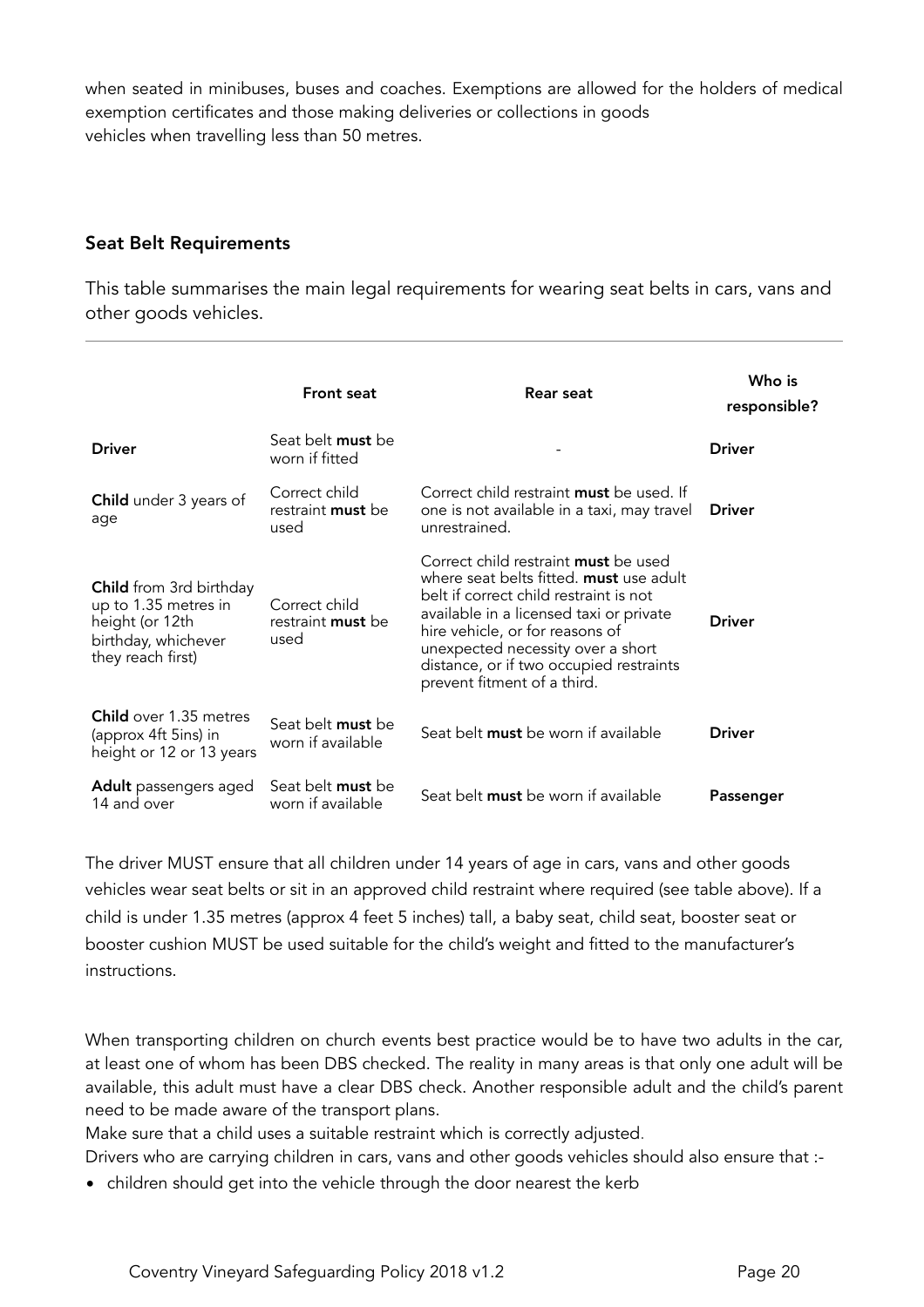when seated in minibuses, buses and coaches. Exemptions are allowed for the holders of medical exemption certificates and those making deliveries or collections in goods vehicles when travelling less than 50 metres.

### Seat Belt Requirements

This table summarises the main legal requirements for wearing seat belts in cars, vans and other goods vehicles.

| | Front seat | Rear seat | Who is responsible? |
|---|---|---|---|
| **Driver** | Seat belt **must** be worn if fitted | - | **Driver** |
| **Child** under 3 years of age | Correct child restraint **must** be used | Correct child restraint **must** be used. If one is not available in a taxi, may travel unrestrained. | **Driver** |
| **Child** from 3rd birthday up to 1.35 metres in height (or 12th birthday, whichever they reach first) | Correct child restraint **must** be used | Correct child restraint **must** be used where seat belts fitted. **must** use adult belt if correct child restraint is not available in a licensed taxi or private hire vehicle, or for reasons of unexpected necessity over a short distance, or if two occupied restraints prevent fitment of a third. | **Driver** |
| **Child** over 1.35 metres (approx 4ft 5ins) in height or 12 or 13 years | Seat belt **must** be worn if available | Seat belt **must** be worn if available | **Driver** |
| **Adult** passengers aged 14 and over | Seat belt **must** be worn if available | Seat belt **must** be worn if available | **Passenger** |

The driver MUST ensure that all children under 14 years of age in cars, vans and other goods vehicles wear seat belts or sit in an approved child restraint where required (see table above). If a child is under 1.35 metres (approx 4 feet 5 inches) tall, a baby seat, child seat, booster seat or booster cushion MUST be used suitable for the child's weight and fitted to the manufacturer's instructions.

When transporting children on church events best practice would be to have two adults in the car, at least one of whom has been DBS checked. The reality in many areas is that only one adult will be available, this adult must have a clear DBS check. Another responsible adult and the child's parent need to be made aware of the transport plans.

Make sure that a child uses a suitable restraint which is correctly adjusted.

Drivers who are carrying children in cars, vans and other goods vehicles should also ensure that :-

- children should get into the vehicle through the door nearest the kerb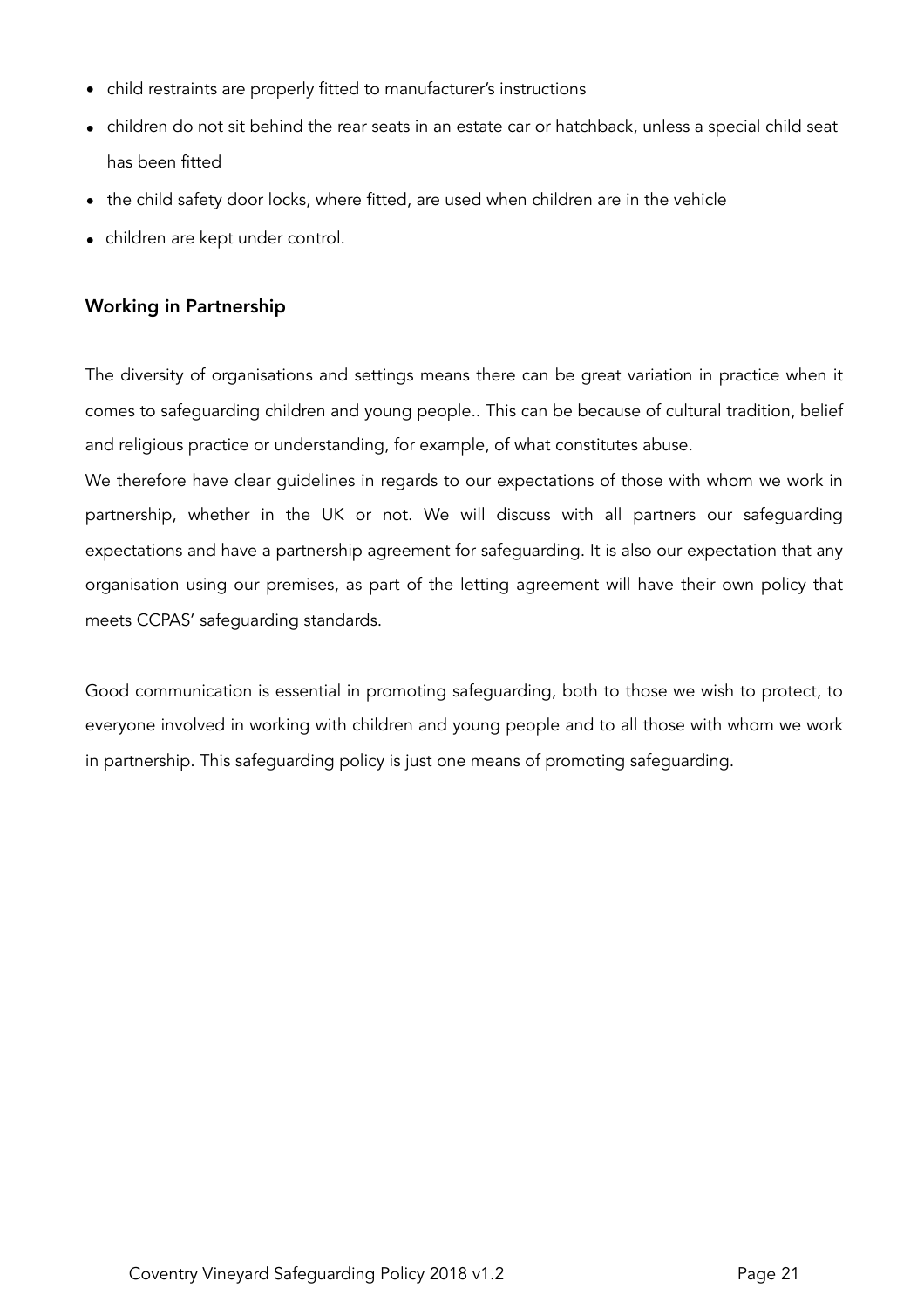- child restraints are properly fitted to manufacturer's instructions
- children do not sit behind the rear seats in an estate car or hatchback, unless a special child seat has been fitted
- the child safety door locks, where fitted, are used when children are in the vehicle
- children are kept under control.

### Working in Partnership

The diversity of organisations and settings means there can be great variation in practice when it comes to safeguarding children and young people.. This can be because of cultural tradition, belief and religious practice or understanding, for example, of what constitutes abuse.

We therefore have clear guidelines in regards to our expectations of those with whom we work in partnership, whether in the UK or not. We will discuss with all partners our safeguarding expectations and have a partnership agreement for safeguarding. It is also our expectation that any organisation using our premises, as part of the letting agreement will have their own policy that meets CCPAS' safeguarding standards.

Good communication is essential in promoting safeguarding, both to those we wish to protect, to everyone involved in working with children and young people and to all those with whom we work in partnership. This safeguarding policy is just one means of promoting safeguarding.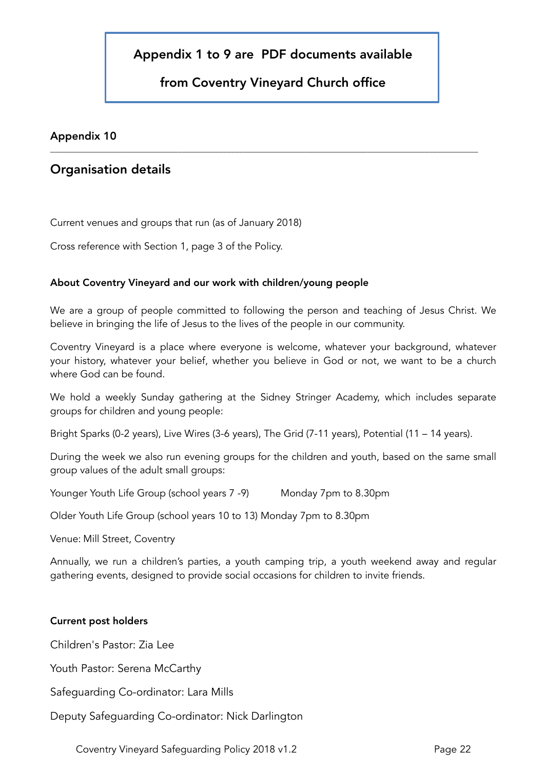**Appendix 1 to 9 are PDF documents available from Coventry Vineyard Church office**

**Appendix 10**

---

## Organisation details

Current venues and groups that run (as of January 2018)

Cross reference with Section 1, page 3 of the Policy.

#### About Coventry Vineyard and our work with children/young people

We are a group of people committed to following the person and teaching of Jesus Christ. We believe in bringing the life of Jesus to the lives of the people in our community.

Coventry Vineyard is a place where everyone is welcome, whatever your background, whatever your history, whatever your belief, whether you believe in God or not, we want to be a church where God can be found.

We hold a weekly Sunday gathering at the Sidney Stringer Academy, which includes separate groups for children and young people:

Bright Sparks (0-2 years), Live Wires (3-6 years), The Grid (7-11 years), Potential (11 – 14 years).

During the week we also run evening groups for the children and youth, based on the same small group values of the adult small groups:

Younger Youth Life Group (school years 7 -9) Monday 7pm to 8.30pm

Older Youth Life Group (school years 10 to 13) Monday 7pm to 8.30pm

Venue: Mill Street, Coventry

Annually, we run a children's parties, a youth camping trip, a youth weekend away and regular gathering events, designed to provide social occasions for children to invite friends.

#### Current post holders

Children's Pastor: Zia Lee

Youth Pastor: Serena McCarthy

Safeguarding Co-ordinator: Lara Mills

Deputy Safeguarding Co-ordinator: Nick Darlington